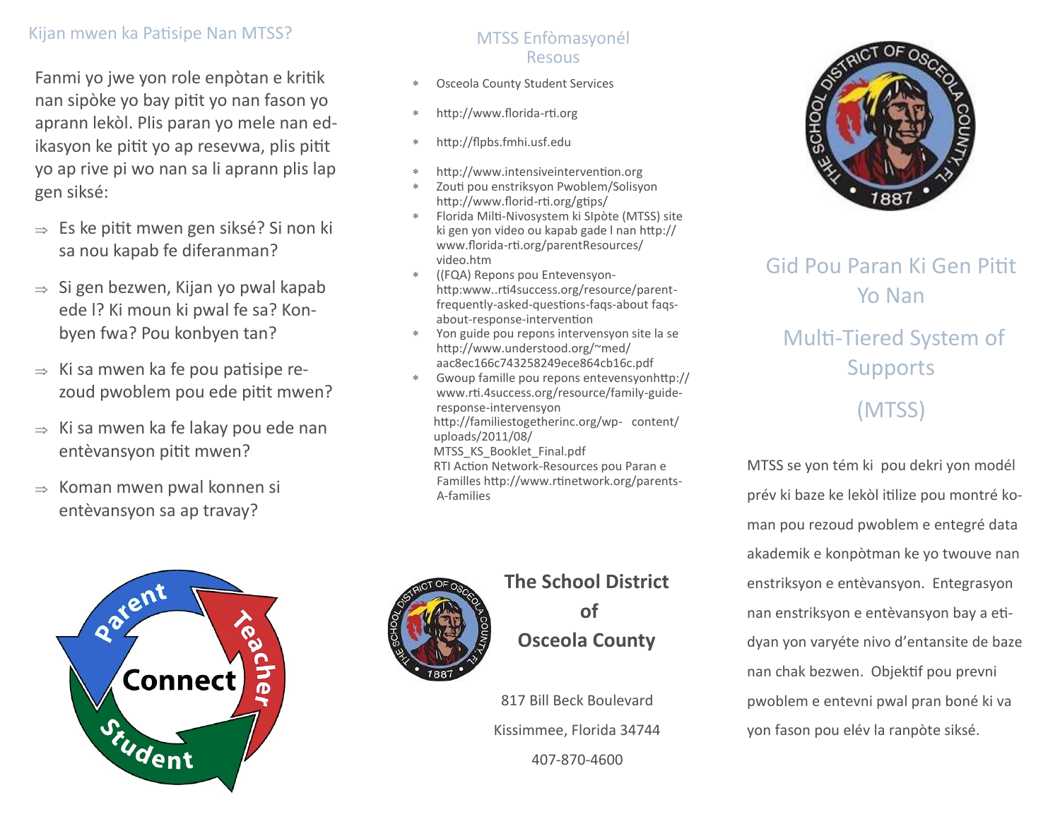## Kijan mwen ka Patisipe Nan MTSS?

Fanmi yo jwe yon role enpòtan e kritik nan sipòke yo bay pitit yo nan fason yo aprann lekòl. Plis paran yo mele nan edikasyon ke pitit yo ap resevwa, plis pitit yo ap rive pi wo nan sa li aprann plis lap gen siksé:

- ⇒ Es ke pitit mwen gen siksé? Si non ki sa nou kapab fe diferanman?
- ⇒ Si gen bezwen, Kijan yo pwal kapab ede l? Ki moun ki pwal fe sa? Konbyen fwa? Pou konbyen tan?
- ⇒ Ki sa mwen ka fe pou patisipe rezoud pwoblem pou ede pitit mwen?
- ⇒ Ki sa mwen ka fe lakay pou ede nan entèvansyon pitit mwen?
- ⇒ Koman mwen pwal konnen si entèvansyon sa ap travay?

Parent · Teacher · Student · Connect

## MTSS Enfòmasyonél Resous

- Osceola County Student Services
- http://www.florida-rti.org
- http://flpbs.fmhi.usf.edu
- http://www.intensiveintervention.org
- Zouti pou enstriksyon Pwoblem/Solisyon http://www.florid-rti.org/gtips/
- Florida Milti-Nivosystem ki SIpòte (MTSS) site ki gen yon video ou kapab gade l nan http://www.florida-rti.org/parentResources/video.htm
- ((FQA) Repons pou Entevensyon- http:www..rti4success.org/resource/parent-frequently-asked-questions-faqs-about faqs-about-response-intervention
- Yon guide pou repons intervensyon site la se http://www.understood.org/~med/aac8ec166c743258249ece864cb16c.pdf
- Gwoup famille pou repons entevensyonhttp://www.rti.4success.org/resource/family-guide-response-intervensyon

  http://familiestogetherinc.org/wp- content/uploads/2011/08/MTSS_KS_Booklet_Final.pdf

  RTI Action Network-Resources pou Paran e Familles http://www.rtinetwork.org/parents-A-families

**The School District of Osceola County**

817 Bill Beck Boulevard
Kissimmee, Florida 34744
407-870-4600

# Gid Pou Paran Ki Gen Pitit Yo Nan

# Multi-Tiered System of Supports (MTSS)

MTSS se yon tém ki pou dekri yon modél prév ki baze ke lekòl itilize pou montré koman pou rezoud pwoblem e entegré data akademik e konpòtman ke yo twouve nan enstriksyon e entèvansyon. Entegrasyon nan enstriksyon e entèvansyon bay a etidyan yon varyéte nivo d'entansite de baze nan chak bezwen. Objektif pou prevni pwoblem e entevni pwal pran boné ki va yon fason pou elév la ranpòte siksé.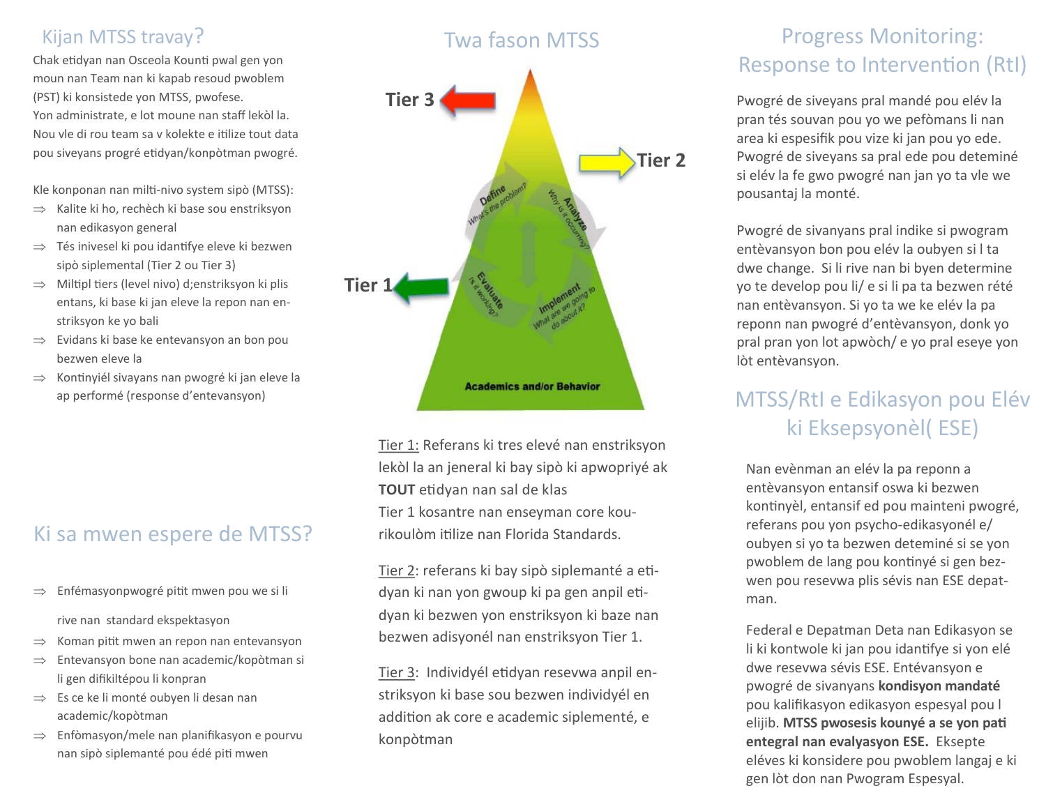## Kijan MTSS travay?

Chak etidyan nan Osceola Kounti pwal gen yon moun nan Team nan ki kapab resoud pwoblem (PST) ki konsistede yon MTSS, pwofese. Yon administrate, e lot moune nan staff lekòl la. Nou vle di rou team sa v kolekte e itilize tout data pou siveyans progré etidyan/konpòtman pwogré.

Kle konponan nan milti-nivo system sipò (MTSS):

- ⇒ Kalite ki ho, rechèch ki base sou enstriksyon nan edikasyon general
- ⇒ Tés inivesel ki pou idantifye eleve ki bezwen sipò siplemental (Tier 2 ou Tier 3)
- ⇒ Miltipl tiers (level nivo) d;enstriksyon ki plis entans, ki base ki jan eleve la repon nan enstriksyon ke yo bali
- ⇒ Evidans ki base ke entevansyon an bon pou bezwen eleve la
- ⇒ Kontinyiél sivayans nan pwogré ki jan eleve la ap performé (response d'entevansyon)

## Ki sa mwen espere de MTSS?

- ⇒ Enfémasyonpwogré pitit mwen pou we si li rive nan standard ekspektasyon
- ⇒ Koman pitit mwen an repon nan entevansyon
- ⇒ Entevansyon bone nan academic/kopòtman si li gen difikiltépou li konpran
- ⇒ Es ce ke li monté oubyen li desan nan academic/kopòtman
- ⇒ Enfòmasyon/mele nan planifikasyon e pourvu nan sipò siplemanté pou édé piti mwen

## Twa fason MTSS

Tier 3

Tier 2

Tier 1

Define
What's the problem?

Analyze
Why is it occurring?

Implement
What are we going to do about it?

Evaluate
Is it working?

Academics and/or Behavior

Tier 1: Referans ki tres elevé nan enstriksyon lekòl la an jeneral ki bay sipò ki apwopriyé ak **TOUT** etidyan nan sal de klas
Tier 1 kosantre nan enseyman core kourikoulòm itilize nan Florida Standards.

Tier 2: referans ki bay sipò siplemanté a etidyan ki nan yon gwoup ki pa gen anpil etidyan ki bezwen yon enstriksyon ki baze nan bezwen adisyonél nan enstriksyon Tier 1.

Tier 3: Individyél etidyan resevwa anpil enstriksyon ki base sou bezwen individyél en addition ak core e academic siplementé, e konpòtman

## Progress Monitoring: Response to Intervention (RtI)

Pwogré de siveyans pral mandé pou elév la pran tés souvan pou yo we pefòmans li nan area ki espesifik pou vize ki jan pou yo ede. Pwogré de siveyans sa pral ede pou deteminé si elév la fe gwo pwogré nan jan yo ta vle we pousantaj la monté.

Pwogré de sivanyans pral indike si pwogram entèvansyon bon pou elév la oubyen si l ta dwe change. Si li rive nan bi byen determine yo te develop pou li/ e si li pa ta bezwen rété nan entèvansyon. Si yo ta we ke elév la pa reponn nan pwogré d'entèvansyon, donk yo pral pran yon lot apwòch/ e yo pral eseye yon lòt entèvansyon.

## MTSS/RtI e Edikasyon pou Elév ki Eksepsyonèl( ESE)

Nan evènman an elév la pa reponn a entèvansyon entansif oswa ki bezwen kontinyèl, entansif ed pou mainteni pwogré, referans pou yon psycho-edikasyonél e/ oubyen si yo ta bezwen deteminé si se yon pwoblem de lang pou kontinyé si gen bezwen pou resevwa plis sévis nan ESE depatman.

Federal e Depatman Deta nan Edikasyon se li ki kontwole ki jan pou idantifye si yon elé dwe resevwa sévis ESE. Entévansyon e pwogré de sivanyans **kondisyon mandaté** pou kalifikasyon edikasyon espesyal pou l elijib. **MTSS pwosesis kounyé a se yon pati entegral nan evalyasyon ESE.** Eksepte eléves ki konsidere pou pwoblem langaj e ki gen lòt don nan Pwogram Espesyal.